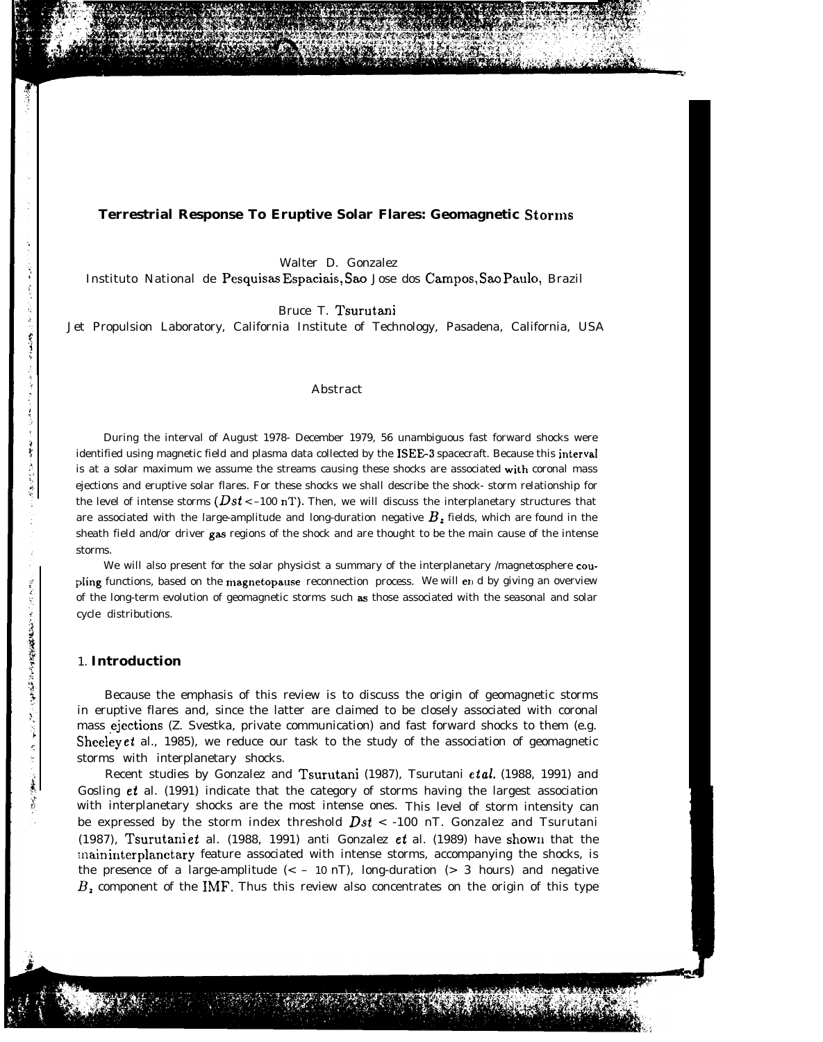# Terrestrial Response To Eruptive Solar Flares: Geomagnetic Storms

Walter D. Gonzalez
Instituto National de Pesquisas Espaciais, Sao Jose dos Campos, Sao Paulo, Brazil

Bruce T. Tsurutani
Jet Propulsion Laboratory, California Institute of Technology, Pasadena, California, USA

## Abstract

During the interval of August 1978- December 1979, 56 unambiguous fast forward shocks were identified using magnetic field and plasma data collected by the ISEE-3 spacecraft. Because this interval is at a solar maximum we assume the streams causing these shocks are associated with coronal mass ejections and eruptive solar flares. For these shocks we shall describe the shock- storm relationship for the level of intense storms ($Dst < -100$ nT). Then, we will discuss the interplanetary structures that are associated with the large-amplitude and long-duration negative $B_z$ fields, which are found in the sheath field and/or driver gas regions of the shock and are thought to be the main cause of the intense storms.

We will also present for the solar physicist a summary of the interplanetary /magnetosphere coupling functions, based on the magnetopause reconnection process. We will end by giving an overview of the long-term evolution of geomagnetic storms such as those associated with the seasonal and solar cycle distributions.

## 1. Introduction

Because the emphasis of this review is to discuss the origin of geomagnetic storms in eruptive flares and, since the latter are claimed to be closely associated with coronal mass ejections (Z. Svestka, private communication) and fast forward shocks to them (e.g. Sheeley *et* al., 1985), we reduce our task to the study of the association of geomagnetic storms with interplanetary shocks.

Recent studies by Gonzalez and Tsurutani (1987), Tsurutani *et al.* (1988, 1991) and Gosling *et* al. (1991) indicate that the category of storms having the largest association with interplanetary shocks are the most intense ones. This level of storm intensity can be expressed by the storm index threshold $Dst < -100$ nT. Gonzalez and Tsurutani (1987), Tsurutani *et* al. (1988, 1991) anti Gonzalez *et* al. (1989) have shown that the main interplanetary feature associated with intense storms, accompanying the shocks, is the presence of a large-amplitude ($< -10$ nT), long-duration ($> 3$ hours) and negative $B_z$ component of the IMF. Thus this review also concentrates on the origin of this type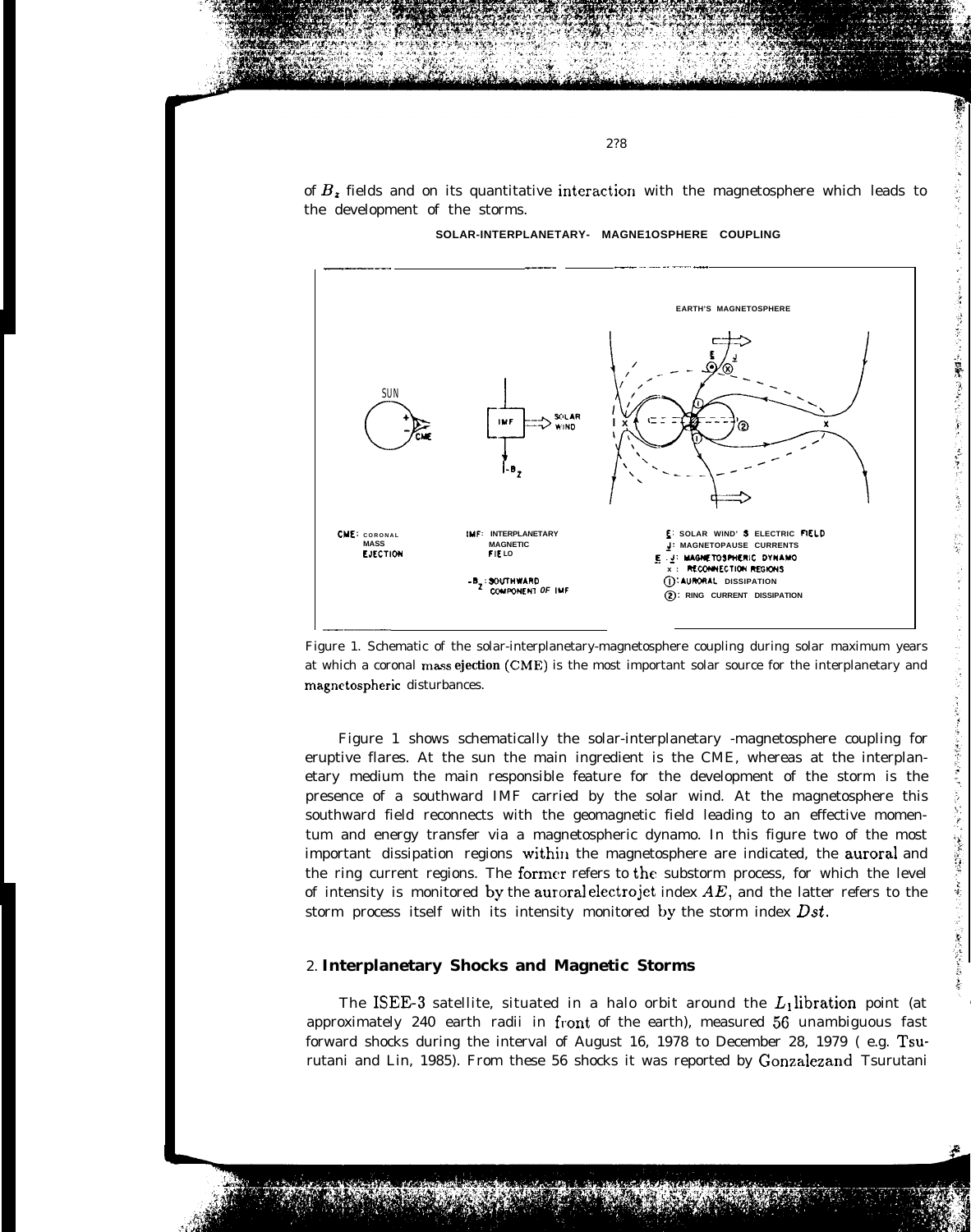of $B_z$ fields and on its quantitative interaction with the magnetosphere which leads to the development of the storms.

SOLAR-INTERPLANETARY- MAGNE1OSPHERE COUPLING

Figure 1. Schematic of the solar-interplanetary-magnetosphere coupling during solar maximum years at which a coronal mass ejection (CME) is the most important solar source for the interplanetary and magnetospheric disturbances.

Figure 1 shows schematically the solar-interplanetary -magnetosphere coupling for eruptive flares. At the sun the main ingredient is the CME, whereas at the interplanetary medium the main responsible feature for the development of the storm is the presence of a southward IMF carried by the solar wind. At the magnetosphere this southward field reconnects with the geomagnetic field leading to an effective momentum and energy transfer via a magnetospheric dynamo. In this figure two of the most important dissipation regions within the magnetosphere are indicated, the auroral and the ring current regions. The former refers to the substorm process, for which the level of intensity is monitored by the auroral electrojet index $AE$, and the latter refers to the storm process itself with its intensity monitored by the storm index $Dst$.

## 2. Interplanetary Shocks and Magnetic Storms

The ISEE-3 satellite, situated in a halo orbit around the $L_1$ libration point (at approximately 240 earth radii in front of the earth), measured 56 unambiguous fast forward shocks during the interval of August 16, 1978 to December 28, 1979 ( e.g. Tsurutani and Lin, 1985). From these 56 shocks it was reported by Gonzalez and Tsurutani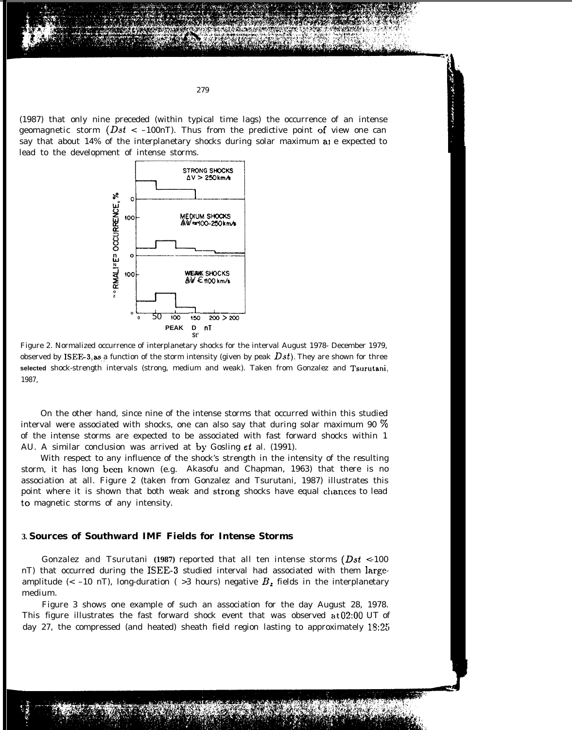(1987) that only nine preceded (within typical time lags) the occurrence of an intense geomagnetic storm ($Dst$ < –100nT). Thus from the predictive point of view one can say that about 14% of the interplanetary shocks during solar maximum are expected to lead to the development of intense storms.

Figure 2. Normalized occurrence of interplanetary shocks for the interval August 1978- December 1979, observed by ISEE-3, as a function of the storm intensity (given by peak $Dst$). They are shown for three **selected** shock-strength intervals (strong, medium and weak). Taken from Gonzalez and Tsurutani, 1987,

On the other hand, since nine of the intense storms that occurred within this studied interval were associated with shocks, one can also say that during solar maximum 90 % of the intense storms are expected to be associated with fast forward shocks within 1 AU. A similar conclusion was arrived at by Gosling *et* al. (1991).

With respect to any influence of the shock's strength in the intensity of the resulting storm, it has long been known (e.g. Akasofu and Chapman, 1963) that there is no association at all. Figure 2 (taken from Gonzalez and Tsurutani, 1987) illustrates this point where it is shown that both weak and strong shocks have equal chances to lead to magnetic storms of any intensity.

## 3. Sources of Southward IMF Fields for Intense Storms

Gonzalez and Tsurutani **(1987)** reported that all ten intense storms ($Dst$ <-100 nT) that occurred during the ISEE-3 studied interval had associated with them large-amplitude (< –10 nT), long-duration ( >3 hours) negative $B_z$ fields in the interplanetary medium.

Figure 3 shows one example of such an association for the day August 28, 1978. This figure illustrates the fast forward shock event that was observed at 02:00 UT of day 27, the compressed (and heated) sheath field region lasting to approximately 18:25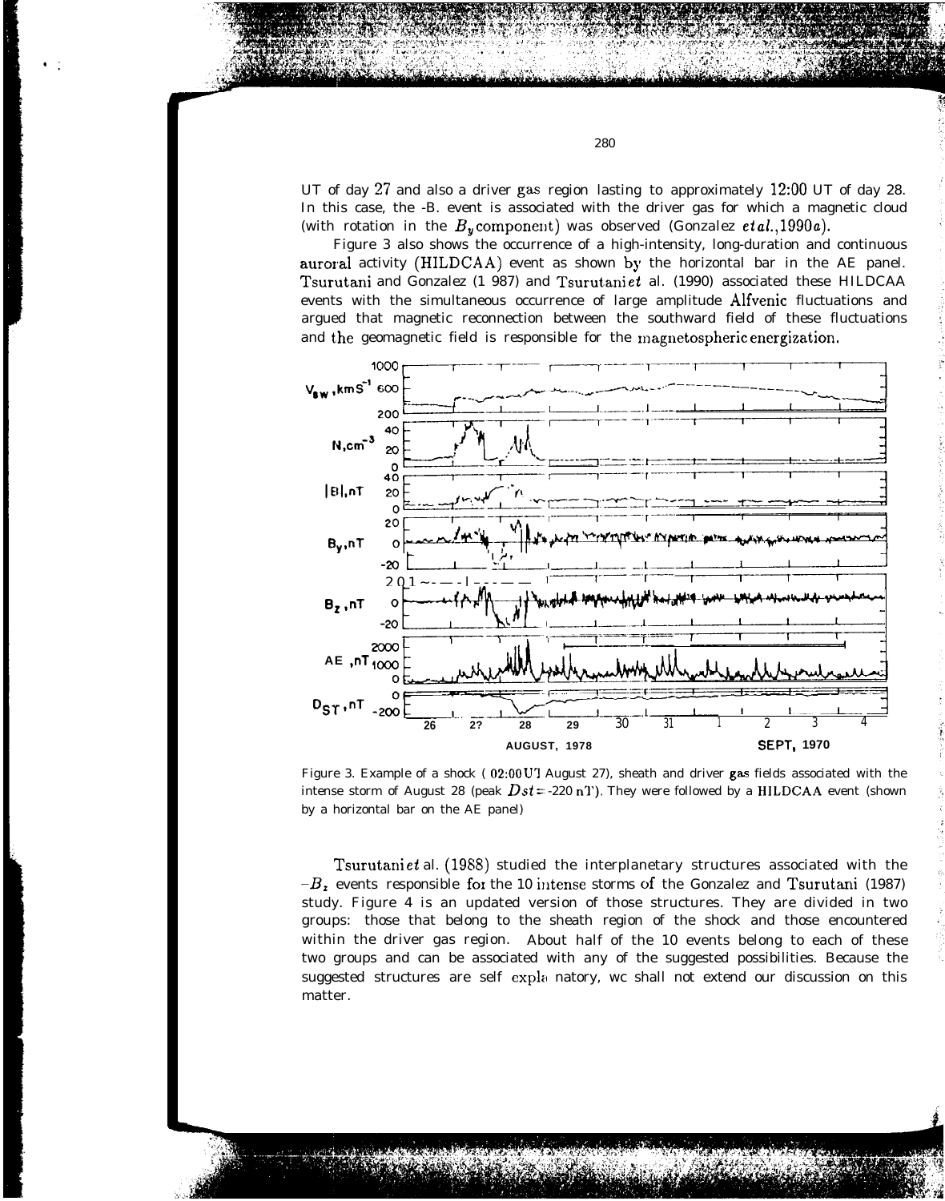UT of day 27 and also a driver gas region lasting to approximately 12:00 UT of day 28. In this case, the $-B_z$ event is associated with the driver gas for which a magnetic cloud (with rotation in the $B_y$ component) was observed (Gonzalez *et al.*, 1990*a*).

Figure 3 also shows the occurrence of a high-intensity, long-duration and continuous auroral activity (HILDCAA) event as shown by the horizontal bar in the AE panel. Tsurutani and Gonzalez (1987) and Tsurutani *et* al. (1990) associated these HILDCAA events with the simultaneous occurrence of large amplitude Alfvenic fluctuations and argued that magnetic reconnection between the southward field of these fluctuations and the geomagnetic field is responsible for the magnetospheric energization.

Figure 3. Example of a shock (02:00 UT August 27), sheath and driver gas fields associated with the intense storm of August 28 (peak $Dst = -220$ nT). They were followed by a HILDCAA event (shown by a horizontal bar on the AE panel)

Tsurutani *et* al. (1988) studied the interplanetary structures associated with the $-B_z$ events responsible for the 10 intense storms of the Gonzalez and Tsurutani (1987) study. Figure 4 is an updated version of those structures. They are divided in two groups: those that belong to the sheath region of the shock and those encountered within the driver gas region. About half of the 10 events belong to each of these two groups and can be associated with any of the suggested possibilities. Because the suggested structures are self explanatory, we shall not extend our discussion on this matter.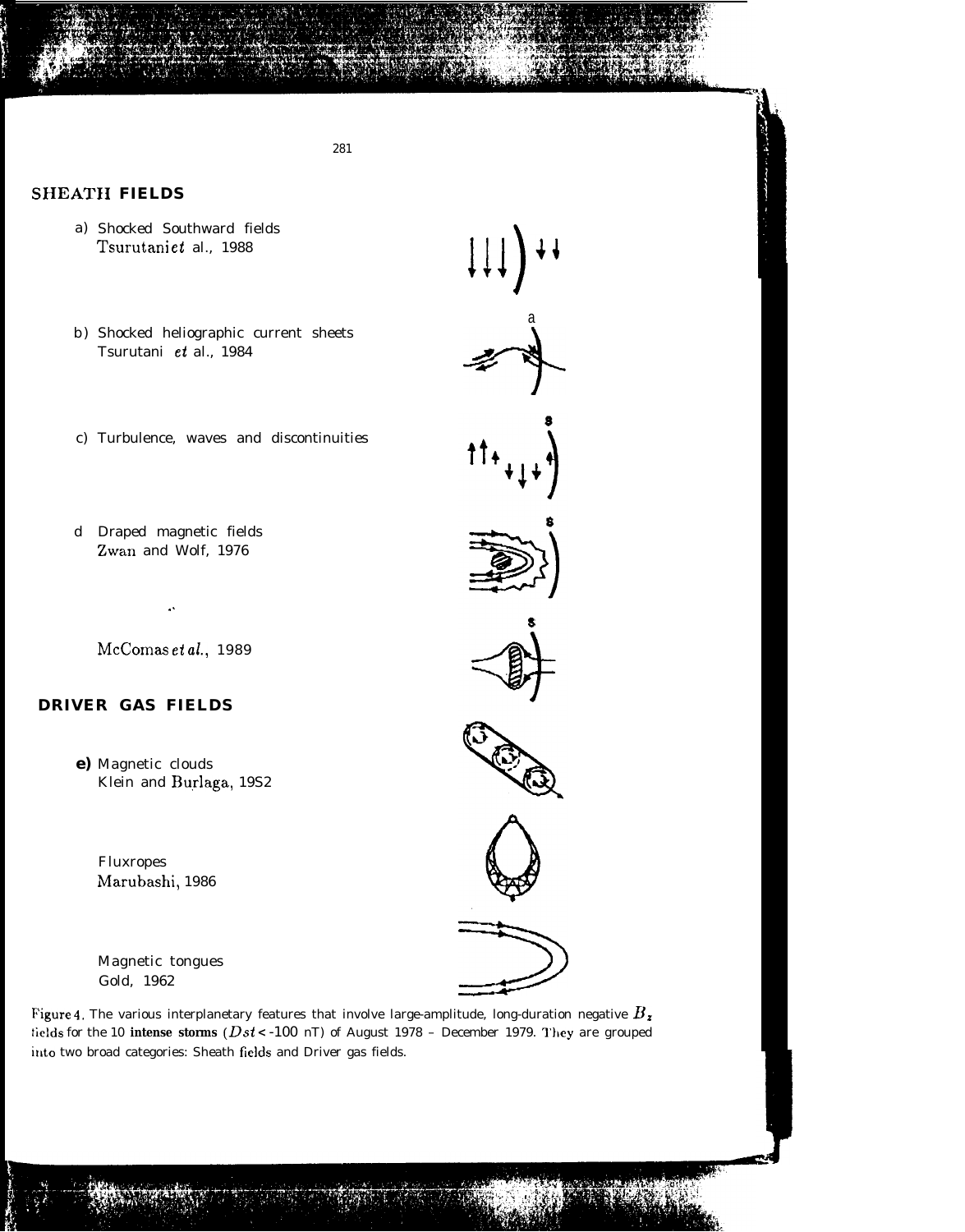## SHEATH FIELDS

a) Shocked Southward fields
Tsurutani *et* al., 1988

b) Shocked heliographic current sheets
Tsurutani *et* al., 1984

c) Turbulence, waves and discontinuities

d Draped magnetic fields
Zwan and Wolf, 1976

McComas *et al.*, 1989

## DRIVER GAS FIELDS

**e)** Magnetic clouds
Klein and Burlaga, 19S2

Fluxropes
Marubashi, 1986

Magnetic tongues
Gold, 1962

Figure 4. The various interplanetary features that involve large-amplitude, long-duration negative $B_z$ fields for the 10 **intense storms** ($Dst$ < -100 nT) of August 1978 – December 1979. They are grouped into two broad categories: Sheath fields and Driver gas fields.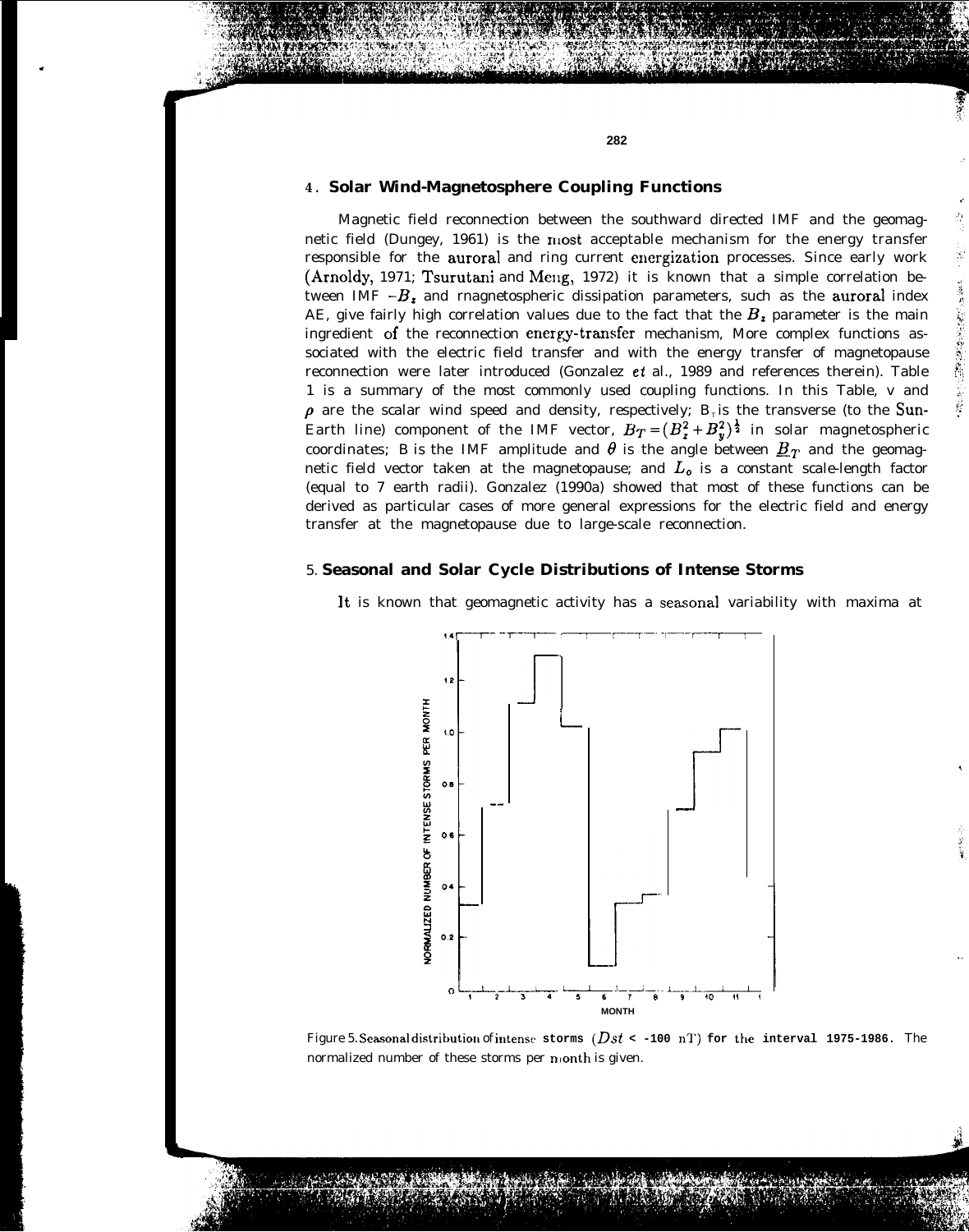## 4. Solar Wind-Magnetosphere Coupling Functions

Magnetic field reconnection between the southward directed IMF and the geomagnetic field (Dungey, 1961) is the most acceptable mechanism for the energy transfer responsible for the auroral and ring current energization processes. Since early work (Arnoldy, 1971; Tsurutani and Meng, 1972) it is known that a simple correlation between IMF $-B_z$ and rnagnetospheric dissipation parameters, such as the auroral index AE, give fairly high correlation values due to the fact that the $B_z$ parameter is the main ingredient of the reconnection energy-transfer mechanism, More complex functions associated with the electric field transfer and with the energy transfer of magnetopause reconnection were later introduced (Gonzalez *et* al., 1989 and references therein). Table 1 is a summary of the most commonly used coupling functions. In this Table, v and $\rho$ are the scalar wind speed and density, respectively; $B_T$ is the transverse (to the Sun-Earth line) component of the IMF vector, $B_T = (B_z^2 + B_y^2)^{\frac{1}{2}}$ in solar magnetospheric coordinates; B is the IMF amplitude and $\theta$ is the angle between $\underline{B}_T$ and the geomagnetic field vector taken at the magnetopause; and $L_o$ is a constant scale-length factor (equal to 7 earth radii). Gonzalez (1990a) showed that most of these functions can be derived as particular cases of more general expressions for the electric field and energy transfer at the magnetopause due to large-scale reconnection.

## 5. Seasonal and Solar Cycle Distributions of Intense Storms

It is known that geomagnetic activity has a seasonal variability with maxima at

Figure 5. Seasonal distribution of intense storms ($Dst$ < -100 nT) for the interval 1975-1986. The normalized number of these storms per month is given.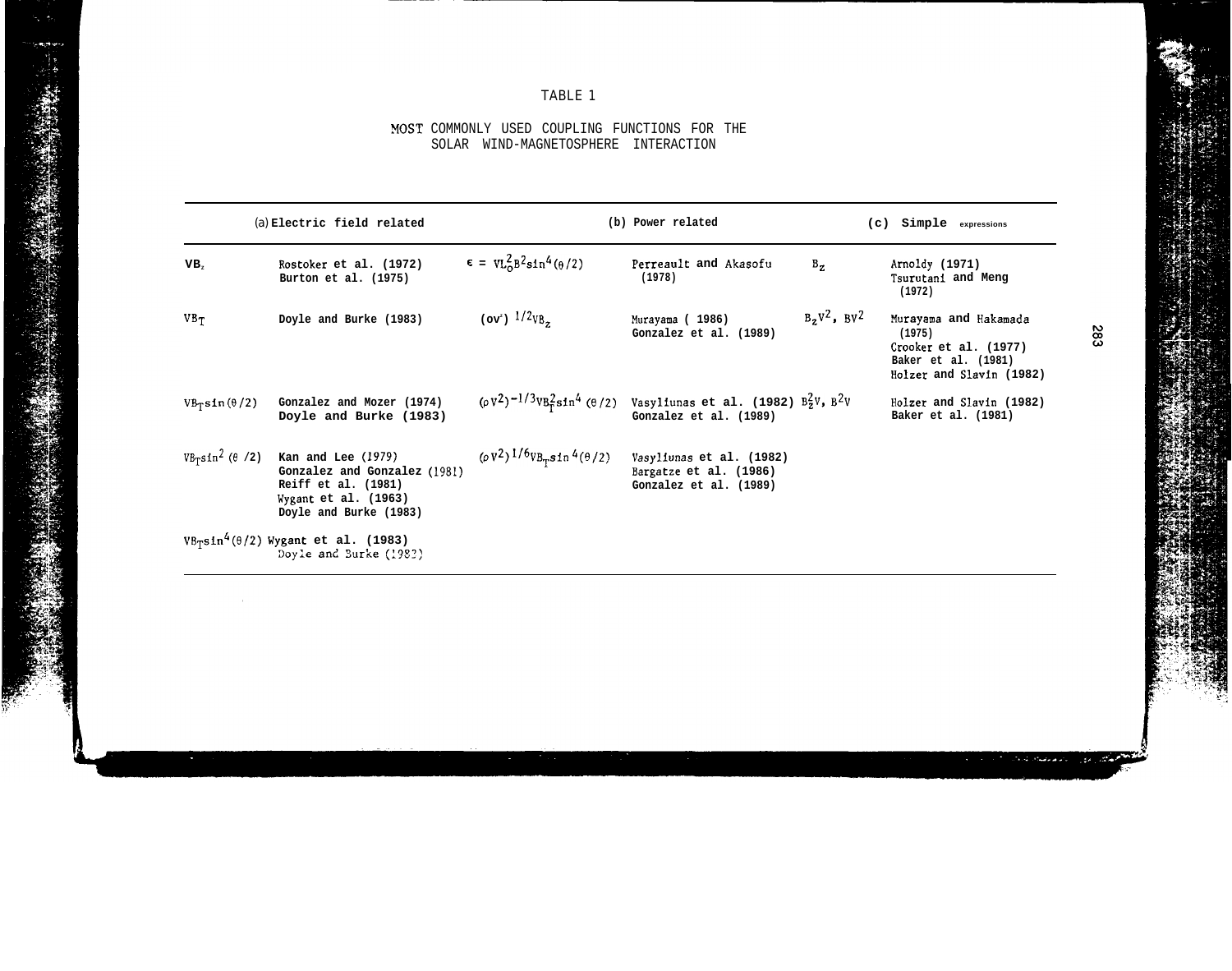TABLE 1

MOST COMMONLY USED COUPLING FUNCTIONS FOR THE SOLAR WIND-MAGNETOSPHERE INTERACTION

| (a) Electric field related | | (b) Power related | | (c) Simple expressions | |
|---|---|---|---|---|---|
| $VB_z$ | Rostoker et al. (1972)<br>Burton et al. (1975) | $\epsilon = VL_0^2B^2\sin^4(\theta/2)$ | Perreault and Akasofu (1978) | $B_z$ | Arnoldy (1971)<br>Tsurutani and Meng (1972) |
| $VB_T$ | Doyle and Burke (1983) | $(\rho V^2)^{1/2}VB_z$ | Murayama ( 1986)<br>Gonzalez et al. (1989) | $B_zV^2$, $BV^2$ | Murayama and Hakamada (1975)<br>Crooker et al. (1977)<br>Baker et al. (1981)<br>Holzer and Slavin (1982) |
| $VB_T\sin(\theta/2)$ | Gonzalez and Mozer (1974)<br>Doyle and Burke (1983) | $(\rho V^2)^{-1/3}VB_T^2\sin^4(\theta/2)$ | Vasyliunas et al. (1982)<br>Gonzalez et al. (1989) | $B_z^2V$, $B^2V$ | Holzer and Slavin (1982)<br>Baker et al. (1981) |
| $VB_T\sin^2(\theta/2)$ | Kan and Lee (1979)<br>Gonzalez and Gonzalez (1981)<br>Reiff et al. (1981)<br>Wygant et al. (1963)<br>Doyle and Burke (1983) | $(\rho V^2)^{1/6}VB_T\sin^4(\theta/2)$ | Vasyliunas et al. (1982)<br>Bargatze et al. (1986)<br>Gonzalez et al. (1989) | | |
| $VB_T\sin^4(\theta/2)$ | Wygant et al. (1983)<br>Doyle and Burke (1983) | | | | |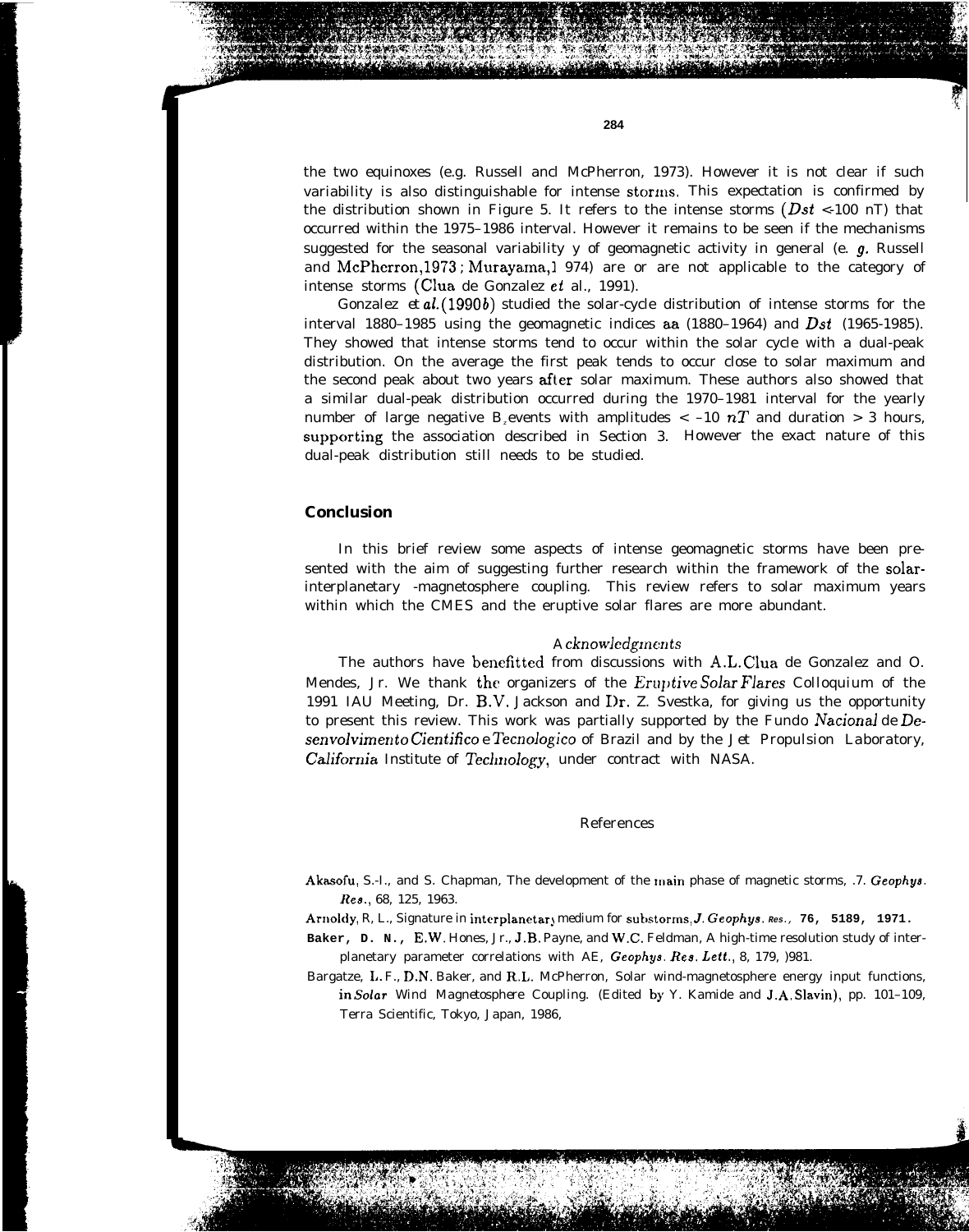the two equinoxes (e.g. Russell and McPherron, 1973). However it is not clear if such variability is also distinguishable for intense storms. This expectation is confirmed by the distribution shown in Figure 5. It refers to the intense storms ($Dst$ <-100 nT) that occurred within the 1975–1986 interval. However it remains to be seen if the mechanisms suggested for the seasonal variability y of geomagnetic activity in general (e. *g.* Russell and McPherron, 1973 ; Murayama, 1 974) are or are not applicable to the category of intense storms (Clua de Gonzalez *et* al., 1991).

Gonzalez *et al.* (1990*b*) studied the solar-cycle distribution of intense storms for the interval 1880–1985 using the geomagnetic indices aa (1880–1964) and $Dst$ (1965-1985). They showed that intense storms tend to occur within the solar cycle with a dual-peak distribution. On the average the first peak tends to occur close to solar maximum and the second peak about two years after solar maximum. These authors also showed that a similar dual-peak distribution occurred during the 1970–1981 interval for the yearly number of large negative $B_z$ events with amplitudes < –10 $nT$ and duration > 3 hours, supporting the association described in Section 3. However the exact nature of this dual-peak distribution still needs to be studied.

## Conclusion

In this brief review some aspects of intense geomagnetic storms have been presented with the aim of suggesting further research within the framework of the solar-interplanetary -magnetosphere coupling. This review refers to solar maximum years within which the CMES and the eruptive solar flares are more abundant.

### *Acknowledgments*

The authors have benefitted from discussions with A.L. Clua de Gonzalez and O. Mendes, Jr. We thank the organizers of the *Eruptive Solar Flares* Colloquium of the 1991 IAU Meeting, Dr. B.V. Jackson and Dr. Z. Svestka, for giving us the opportunity to present this review. This work was partially supported by the Fundo *Nacional* de *Desenvolvimento Cientifico* e *Tecnologico* of Brazil and by the Jet Propulsion Laboratory, *California* Institute of *Technology*, under contract with NASA.

### References

Akasofu, S.-I., and S. Chapman, The development of the main phase of magnetic storms, *J. Geophys. Res.*, 68, 125, 1963.

Arnoldy, R, L., Signature in interplanetary medium for substorms, *J. Geophys. Res.*, **76, 5189, 1971.**

**Baker, D. N.,** E.W. Hones, Jr., J.B. Payne, and W.C. Feldman, A high-time resolution study of interplanetary parameter correlations with AE, *Geophys. Res. Lett.*, 8, 179, 1981.

Bargatze, L. F., D.N. Baker, and R.L. McPherron, Solar wind-magnetosphere energy input functions, in *Solar* Wind Magnetosphere Coupling. (Edited by Y. Kamide and J.A. Slavin), pp. 101–109, Terra Scientific, Tokyo, Japan, 1986,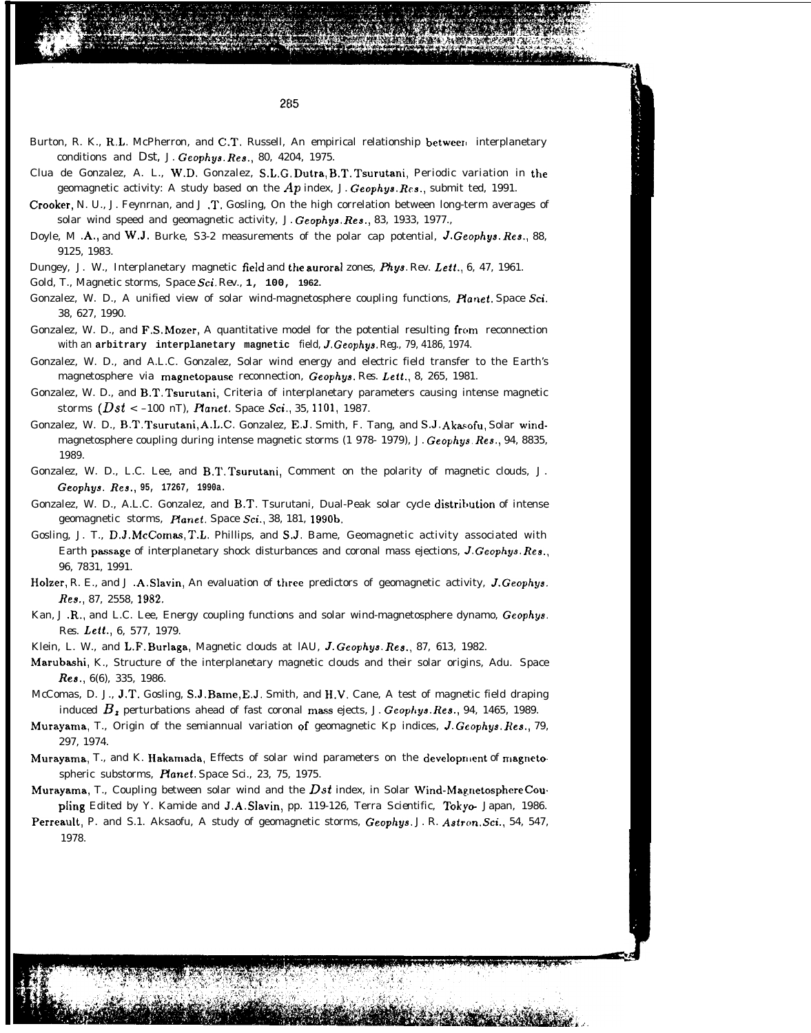Burton, R. K., R.L. McPherron, and C.T. Russell, An empirical relationship between interplanetary conditions and Dst, *J. Geophys. Res.*, 80, 4204, 1975.

Clua de Gonzalez, A. L., W.D. Gonzalez, S.L.G. Dutra, B.T. Tsurutani, Periodic variation in the geomagnetic activity: A study based on the $Ap$ index, *J. Geophys. Res.*, submit ted, 1991.

Crooker, N. U., J. Feynrnan, and J .T. Gosling, On the high correlation between long-term averages of solar wind speed and geomagnetic activity, *J. Geophys. Res.*, 83, 1933, 1977.,

Doyle, M .A., and W.J. Burke, S3-2 measurements of the polar cap potential, *J. Geophys. Res.*, 88, 9125, 1983.

Dungey, J. W., Interplanetary magnetic field and the auroral zones, *Phys. Rev. Lett.*, 6, 47, 1961.

Gold, T., Magnetic storms, *Space Sci. Rev.*, 1, 100, 1962.

Gonzalez, W. D., A unified view of solar wind-magnetosphere coupling functions, *Planet. Space Sci.* 38, 627, 1990.

Gonzalez, W. D., and F.S. Mozer, A quantitative model for the potential resulting from reconnection with an arbitrary interplanetary magnetic field, *J. Geophys. Reg.*, 79, 4186, 1974.

Gonzalez, W. D., and A.L.C. Gonzalez, Solar wind energy and electric field transfer to the Earth's magnetosphere via magnetopause reconnection, *Geophys. Res. Lett.*, 8, 265, 1981.

Gonzalez, W. D., and B.T. Tsurutani, Criteria of interplanetary parameters causing intense magnetic storms ($Dst$ < –100 nT), *Planet. Space Sci.*, 35, 1101, 1987.

Gonzalez, W. D., B.T. Tsurutani, A.L.C. Gonzalez, E.J. Smith, F. Tang, and S.J. Akasofu, Solar wind-magnetosphere coupling during intense magnetic storms (1 978- 1979), *J. Geophys. Res.*, 94, 8835, 1989.

Gonzalez, W. D., L.C. Lee, and B.T. Tsurutani, Comment on the polarity of magnetic clouds, *J. Geophys. Res.*, 95, 17267, 1990a.

Gonzalez, W. D., A.L.C. Gonzalez, and B.T. Tsurutani, Dual-Peak solar cycle distribution of intense geomagnetic storms, *Planet. Space Sci.*, 38, 181, 1990b.

Gosling, J. T., D.J. McComas, T.L. Phillips, and S.J. Bame, Geomagnetic activity associated with Earth passage of interplanetary shock disturbances and coronal mass ejections, *J. Geophys. Res.*, 96, 7831, 1991.

Holzer, R. E., and J .A. Slavin, An evaluation of three predictors of geomagnetic activity, *J. Geophys. Res.*, 87, 2558, 1982.

Kan, J .R., and L.C. Lee, Energy coupling functions and solar wind-magnetosphere dynamo, *Geophys. Res. Lett.*, 6, 577, 1979.

Klein, L. W., and L.F. Burlaga, Magnetic clouds at IAU, *J. Geophys. Res.*, 87, 613, 1982.

Marubashi, K., Structure of the interplanetary magnetic clouds and their solar origins, *Adu. Space Res.*, 6(6), 335, 1986.

McComas, D. J., J.T. Gosling, S.J. Bame, E.J. Smith, and H.V. Cane, A test of magnetic field draping induced $B_z$ perturbations ahead of fast coronal mass ejects, *J. Geophys. Res.*, 94, 1465, 1989.

Murayama, T., Origin of the semiannual variation of geomagnetic Kp indices, *J. Geophys. Res.*, 79, 297, 1974.

Murayama, T., and K. Hakamada, Effects of solar wind parameters on the development of magnetospheric substorms, *Planet. Space Sci.*, 23, 75, 1975.

Murayama, T., Coupling between solar wind and the $Dst$ index, in *Solar Wind-Magnetosphere Coupling* Edited by Y. Kamide and J.A. Slavin, pp. 119-126, Terra Scientific, Tokyo- Japan, 1986.

Perreault, P. and S.1. Aksaofu, A study of geomagnetic storms, *Geophys. J. R. Astron. Sci.*, 54, 547, 1978.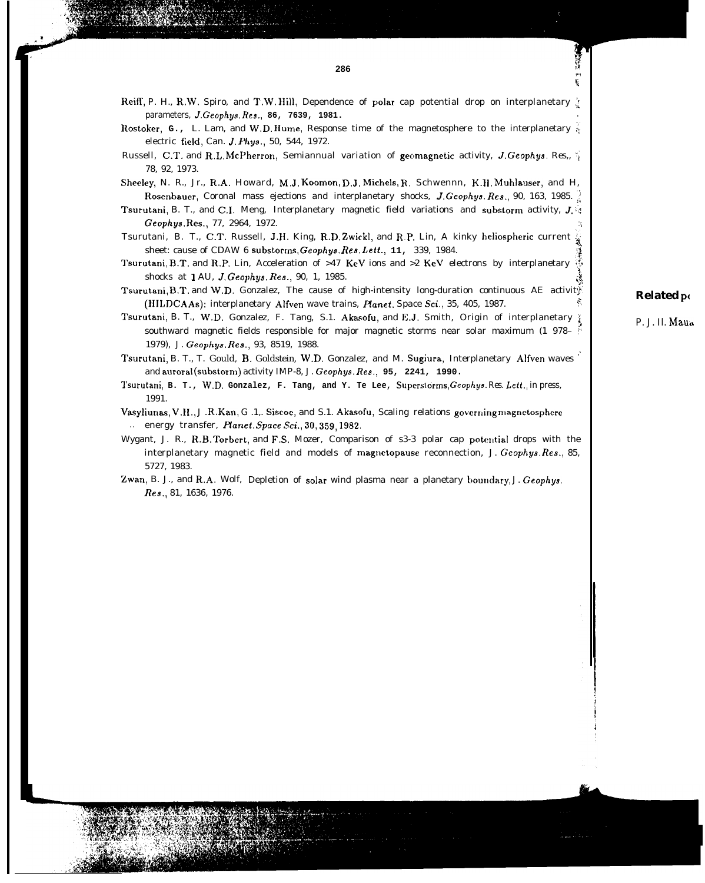Reiff, P. H., R.W. Spiro, and T.W. Hill, Dependence of polar cap potential drop on interplanetary parameters, *J.Geophys.Res.*, 86, 7639, 1981.

Rostoker, G., L. Lam, and W.D. Hume, Response time of the magnetosphere to the interplanetary electric field, Can. *J.Phys.*, 50, 544, 1972.

Russell, C.T. and R.L.McPherron, Semiannual variation of geomagnetic activity, *J.Geophys. Res,*, 78, 92, 1973.

Sheeley, N. R., Jr., R.A. Howard, M.J. Koomon, D.J. Michels, R. Schwennn, K.H. Muhlauser, and H, Rosenbauer, Coronal mass ejections and interplanetary shocks, *J.Geophys. Res.*, 90, 163, 1985.

Tsurutani, B. T., and C.I. Meng, Interplanetary magnetic field variations and substorm activity, *J. Geophys.Res.*, 77, 2964, 1972.

Tsurutani, B. T., C.T. Russell, J.H. King, R.D. Zwickl, and R.P. Lin, A kinky heliospheric current sheet: cause of CDAW 6 substorms, *Geophys.Res.Lett.*, 11, 339, 1984.

Tsurutani, B.T. and R.P. Lin, Acceleration of >47 KeV ions and >2 KeV electrons by interplanetary shocks at 1 AU, *J.Geophys.Res.*, 90, 1, 1985.

Tsurutani, B.T. and W.D. Gonzalez, The cause of high-intensity long-duration continuous AE activity (HILDCAAs): interplanetary Alfven wave trains, *Planet. Space Sci.*, 35, 405, 1987.

Tsurutani, B. T., W.D. Gonzalez, F. Tang, S.1. Akasofu, and E.J. Smith, Origin of interplanetary southward magnetic fields responsible for major magnetic storms near solar maximum (1978–1979), *J. Geophys.Res.*, 93, 8519, 1988.

Tsurutani, B. T., T. Gould, B. Goldstein, W.D. Gonzalez, and M. Sugiura, Interplanetary Alfven waves and auroral(substorm) activity IMP-8, *J. Geophys.Res.*, 95, 2241, 1990.

Tsurutani, B. T., W.D. Gonzalez, F. Tang, and Y. Te Lee, Superstorms, *Geophys. Res. Lett.*, in press, 1991.

Vasyliunas, V.H., J.R.Kan, G.1,. Siscoe, and S.1. Akasofu, Scaling relations governing magnetosphere energy transfer, *Planet.Space Sci.*, 30, 359, 1982.

Wygant, J. R., R.B.Torbert, and F.S. Mozer, Comparison of s3-3 polar cap potential drops with the interplanetary magnetic field and models of magnetopause reconnection, *J. Geophys.Res.*, 85, 5727, 1983.

Zwan, B. J., and R.A. Wolf, Depletion of solar wind plasma near a planetary boundary, *J. Geophys. Res.*, 81, 1636, 1976.